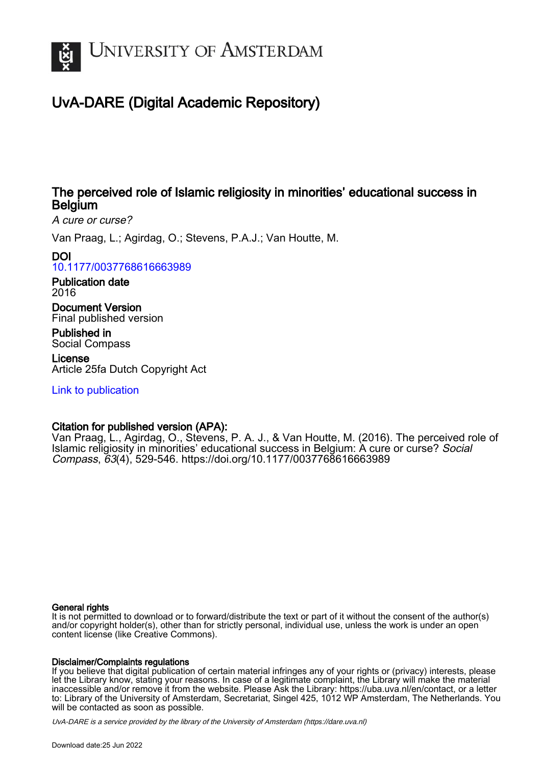# UNIVERSITY OF AMSTERDAM

## UvA-DARE (Digital Academic Repository)

### The perceived role of Islamic religiosity in minorities' educational success in Belgium

*A cure or curse?*

Van Praag, L.; Agirdag, O.; Stevens, P.A.J.; Van Houtte, M.

**DOI**
10.1177/0037768616663989

**Publication date**
2016

**Document Version**
Final published version

**Published in**
Social Compass

**License**
Article 25fa Dutch Copyright Act

Link to publication

**Citation for published version (APA):**
Van Praag, L., Agirdag, O., Stevens, P. A. J., & Van Houtte, M. (2016). The perceived role of Islamic religiosity in minorities' educational success in Belgium: A cure or curse? *Social Compass*, *63*(4), 529-546. https://doi.org/10.1177/0037768616663989

**General rights**
It is not permitted to download or to forward/distribute the text or part of it without the consent of the author(s) and/or copyright holder(s), other than for strictly personal, individual use, unless the work is under an open content license (like Creative Commons).

**Disclaimer/Complaints regulations**
If you believe that digital publication of certain material infringes any of your rights or (privacy) interests, please let the Library know, stating your reasons. In case of a legitimate complaint, the Library will make the material inaccessible and/or remove it from the website. Please Ask the Library: https://uba.uva.nl/en/contact, or a letter to: Library of the University of Amsterdam, Secretariat, Singel 425, 1012 WP Amsterdam, The Netherlands. You will be contacted as soon as possible.

*UvA-DARE is a service provided by the library of the University of Amsterdam (https://dare.uva.nl)*

Download date:25 Jun 2022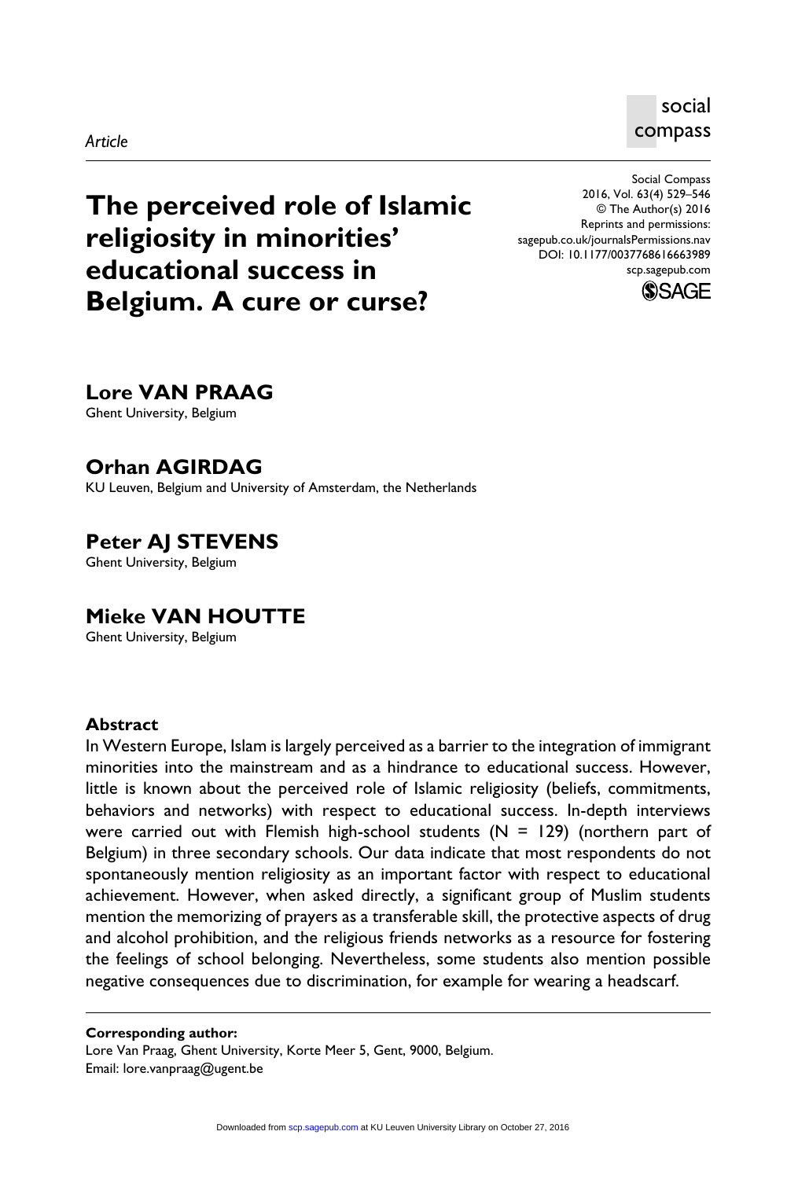*Article*

# The perceived role of Islamic religiosity in minorities' educational success in Belgium. A cure or curse?

**Lore VAN PRAAG**
Ghent University, Belgium

**Orhan AGIRDAG**
KU Leuven, Belgium and University of Amsterdam, the Netherlands

**Peter AJ STEVENS**
Ghent University, Belgium

**Mieke VAN HOUTTE**
Ghent University, Belgium

## Abstract

In Western Europe, Islam is largely perceived as a barrier to the integration of immigrant minorities into the mainstream and as a hindrance to educational success. However, little is known about the perceived role of Islamic religiosity (beliefs, commitments, behaviors and networks) with respect to educational success. In-depth interviews were carried out with Flemish high-school students (N = 129) (northern part of Belgium) in three secondary schools. Our data indicate that most respondents do not spontaneously mention religiosity as an important factor with respect to educational achievement. However, when asked directly, a significant group of Muslim students mention the memorizing of prayers as a transferable skill, the protective aspects of drug and alcohol prohibition, and the religious friends networks as a resource for fostering the feelings of school belonging. Nevertheless, some students also mention possible negative consequences due to discrimination, for example for wearing a headscarf.

**Corresponding author:**
Lore Van Praag, Ghent University, Korte Meer 5, Gent, 9000, Belgium.
Email: lore.vanpraag@ugent.be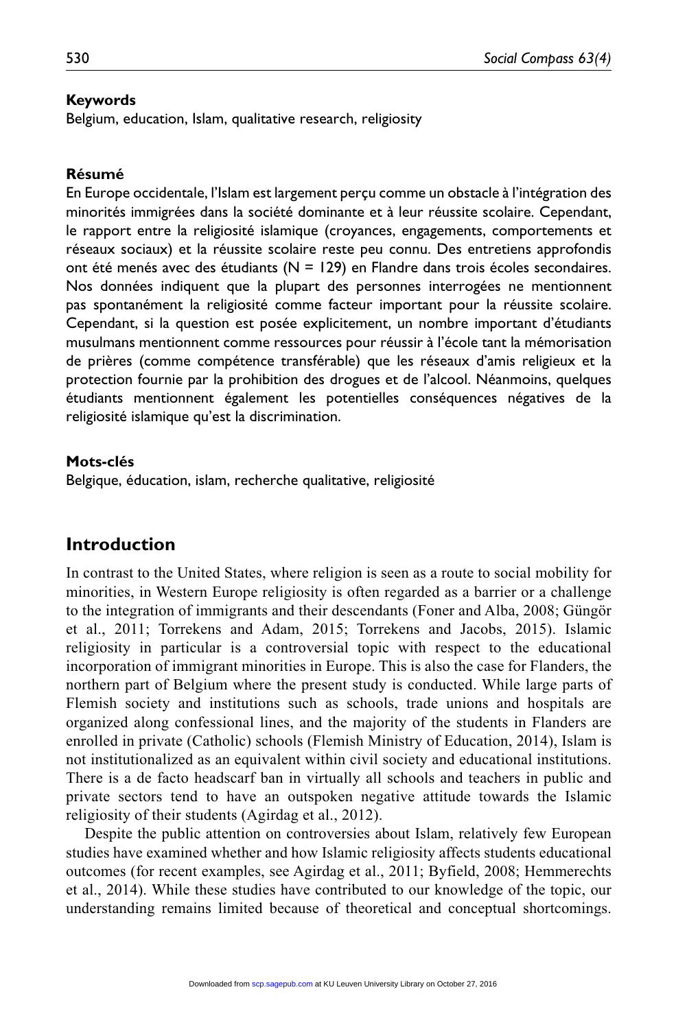**Keywords**

Belgium, education, Islam, qualitative research, religiosity

**Résumé**

En Europe occidentale, l'Islam est largement perçu comme un obstacle à l'intégration des minorités immigrées dans la société dominante et à leur réussite scolaire. Cependant, le rapport entre la religiosité islamique (croyances, engagements, comportements et réseaux sociaux) et la réussite scolaire reste peu connu. Des entretiens approfondis ont été menés avec des étudiants (N = 129) en Flandre dans trois écoles secondaires. Nos données indiquent que la plupart des personnes interrogées ne mentionnent pas spontanément la religiosité comme facteur important pour la réussite scolaire. Cependant, si la question est posée explicitement, un nombre important d'étudiants musulmans mentionnent comme ressources pour réussir à l'école tant la mémorisation de prières (comme compétence transférable) que les réseaux d'amis religieux et la protection fournie par la prohibition des drogues et de l'alcool. Néanmoins, quelques étudiants mentionnent également les potentielles conséquences négatives de la religiosité islamique qu'est la discrimination.

**Mots-clés**

Belgique, éducation, islam, recherche qualitative, religiosité

## Introduction

In contrast to the United States, where religion is seen as a route to social mobility for minorities, in Western Europe religiosity is often regarded as a barrier or a challenge to the integration of immigrants and their descendants (Foner and Alba, 2008; Güngör et al., 2011; Torrekens and Adam, 2015; Torrekens and Jacobs, 2015). Islamic religiosity in particular is a controversial topic with respect to the educational incorporation of immigrant minorities in Europe. This is also the case for Flanders, the northern part of Belgium where the present study is conducted. While large parts of Flemish society and institutions such as schools, trade unions and hospitals are organized along confessional lines, and the majority of the students in Flanders are enrolled in private (Catholic) schools (Flemish Ministry of Education, 2014), Islam is not institutionalized as an equivalent within civil society and educational institutions. There is a de facto headscarf ban in virtually all schools and teachers in public and private sectors tend to have an outspoken negative attitude towards the Islamic religiosity of their students (Agirdag et al., 2012).

Despite the public attention on controversies about Islam, relatively few European studies have examined whether and how Islamic religiosity affects students educational outcomes (for recent examples, see Agirdag et al., 2011; Byfield, 2008; Hemmerechts et al., 2014). While these studies have contributed to our knowledge of the topic, our understanding remains limited because of theoretical and conceptual shortcomings.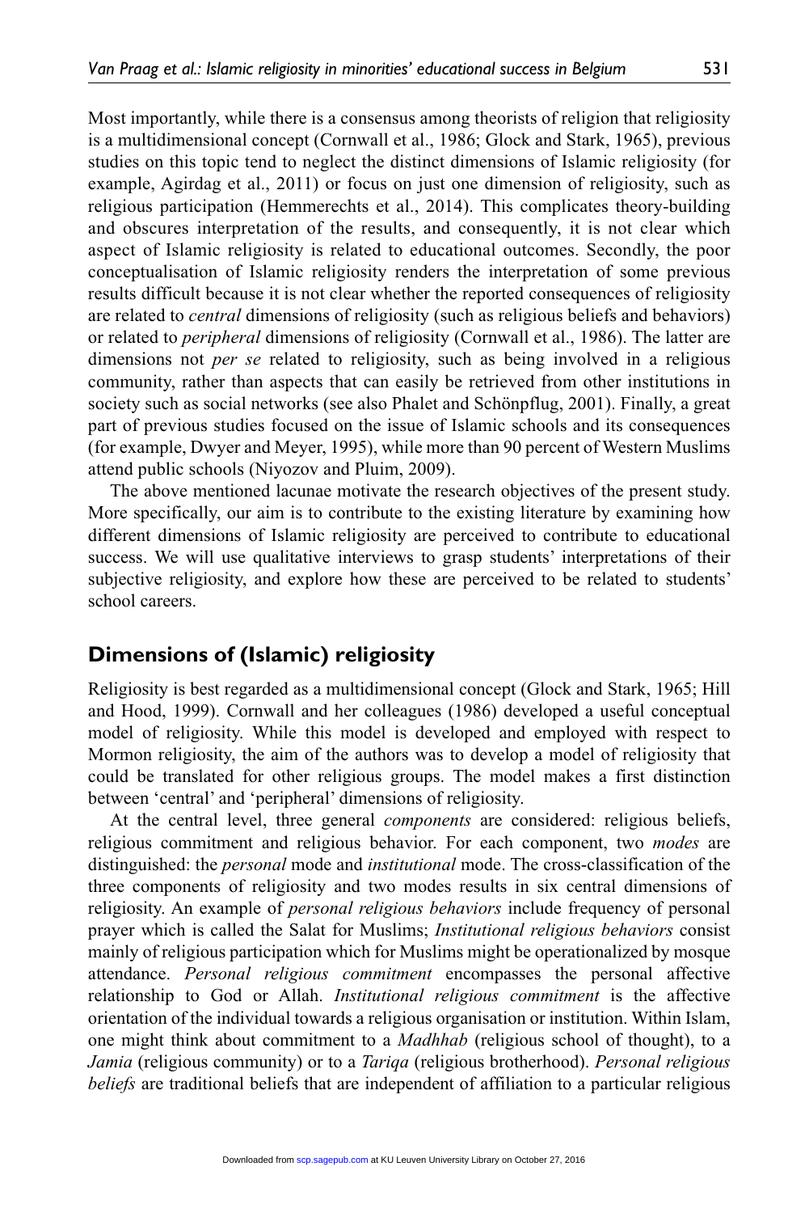Most importantly, while there is a consensus among theorists of religion that religiosity is a multidimensional concept (Cornwall et al., 1986; Glock and Stark, 1965), previous studies on this topic tend to neglect the distinct dimensions of Islamic religiosity (for example, Agirdag et al., 2011) or focus on just one dimension of religiosity, such as religious participation (Hemmerechts et al., 2014). This complicates theory-building and obscures interpretation of the results, and consequently, it is not clear which aspect of Islamic religiosity is related to educational outcomes. Secondly, the poor conceptualisation of Islamic religiosity renders the interpretation of some previous results difficult because it is not clear whether the reported consequences of religiosity are related to *central* dimensions of religiosity (such as religious beliefs and behaviors) or related to *peripheral* dimensions of religiosity (Cornwall et al., 1986). The latter are dimensions not *per se* related to religiosity, such as being involved in a religious community, rather than aspects that can easily be retrieved from other institutions in society such as social networks (see also Phalet and Schönpflug, 2001). Finally, a great part of previous studies focused on the issue of Islamic schools and its consequences (for example, Dwyer and Meyer, 1995), while more than 90 percent of Western Muslims attend public schools (Niyozov and Pluim, 2009).

The above mentioned lacunae motivate the research objectives of the present study. More specifically, our aim is to contribute to the existing literature by examining how different dimensions of Islamic religiosity are perceived to contribute to educational success. We will use qualitative interviews to grasp students' interpretations of their subjective religiosity, and explore how these are perceived to be related to students' school careers.

## Dimensions of (Islamic) religiosity

Religiosity is best regarded as a multidimensional concept (Glock and Stark, 1965; Hill and Hood, 1999). Cornwall and her colleagues (1986) developed a useful conceptual model of religiosity. While this model is developed and employed with respect to Mormon religiosity, the aim of the authors was to develop a model of religiosity that could be translated for other religious groups. The model makes a first distinction between 'central' and 'peripheral' dimensions of religiosity.

At the central level, three general *components* are considered: religious beliefs, religious commitment and religious behavior. For each component, two *modes* are distinguished: the *personal* mode and *institutional* mode. The cross-classification of the three components of religiosity and two modes results in six central dimensions of religiosity. An example of *personal religious behaviors* include frequency of personal prayer which is called the Salat for Muslims; *Institutional religious behaviors* consist mainly of religious participation which for Muslims might be operationalized by mosque attendance. *Personal religious commitment* encompasses the personal affective relationship to God or Allah. *Institutional religious commitment* is the affective orientation of the individual towards a religious organisation or institution. Within Islam, one might think about commitment to a *Madhhab* (religious school of thought), to a *Jamia* (religious community) or to a *Tariqa* (religious brotherhood). *Personal religious beliefs* are traditional beliefs that are independent of affiliation to a particular religious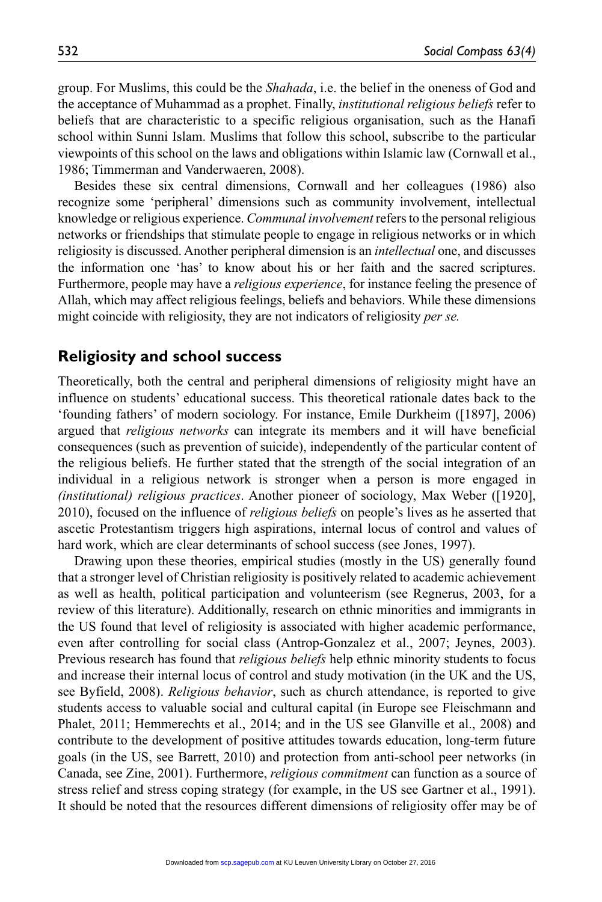group. For Muslims, this could be the *Shahada*, i.e. the belief in the oneness of God and the acceptance of Muhammad as a prophet. Finally, *institutional religious beliefs* refer to beliefs that are characteristic to a specific religious organisation, such as the Hanafi school within Sunni Islam. Muslims that follow this school, subscribe to the particular viewpoints of this school on the laws and obligations within Islamic law (Cornwall et al., 1986; Timmerman and Vanderwaeren, 2008).

Besides these six central dimensions, Cornwall and her colleagues (1986) also recognize some 'peripheral' dimensions such as community involvement, intellectual knowledge or religious experience. *Communal involvement* refers to the personal religious networks or friendships that stimulate people to engage in religious networks or in which religiosity is discussed. Another peripheral dimension is an *intellectual* one, and discusses the information one 'has' to know about his or her faith and the sacred scriptures. Furthermore, people may have a *religious experience*, for instance feeling the presence of Allah, which may affect religious feelings, beliefs and behaviors. While these dimensions might coincide with religiosity, they are not indicators of religiosity *per se.*

## Religiosity and school success

Theoretically, both the central and peripheral dimensions of religiosity might have an influence on students' educational success. This theoretical rationale dates back to the 'founding fathers' of modern sociology. For instance, Emile Durkheim ([1897], 2006) argued that *religious networks* can integrate its members and it will have beneficial consequences (such as prevention of suicide), independently of the particular content of the religious beliefs. He further stated that the strength of the social integration of an individual in a religious network is stronger when a person is more engaged in *(institutional) religious practices*. Another pioneer of sociology, Max Weber ([1920], 2010), focused on the influence of *religious beliefs* on people's lives as he asserted that ascetic Protestantism triggers high aspirations, internal locus of control and values of hard work, which are clear determinants of school success (see Jones, 1997).

Drawing upon these theories, empirical studies (mostly in the US) generally found that a stronger level of Christian religiosity is positively related to academic achievement as well as health, political participation and volunteerism (see Regnerus, 2003, for a review of this literature). Additionally, research on ethnic minorities and immigrants in the US found that level of religiosity is associated with higher academic performance, even after controlling for social class (Antrop-Gonzalez et al., 2007; Jeynes, 2003). Previous research has found that *religious beliefs* help ethnic minority students to focus and increase their internal locus of control and study motivation (in the UK and the US, see Byfield, 2008). *Religious behavior*, such as church attendance, is reported to give students access to valuable social and cultural capital (in Europe see Fleischmann and Phalet, 2011; Hemmerechts et al., 2014; and in the US see Glanville et al., 2008) and contribute to the development of positive attitudes towards education, long-term future goals (in the US, see Barrett, 2010) and protection from anti-school peer networks (in Canada, see Zine, 2001). Furthermore, *religious commitment* can function as a source of stress relief and stress coping strategy (for example, in the US see Gartner et al., 1991). It should be noted that the resources different dimensions of religiosity offer may be of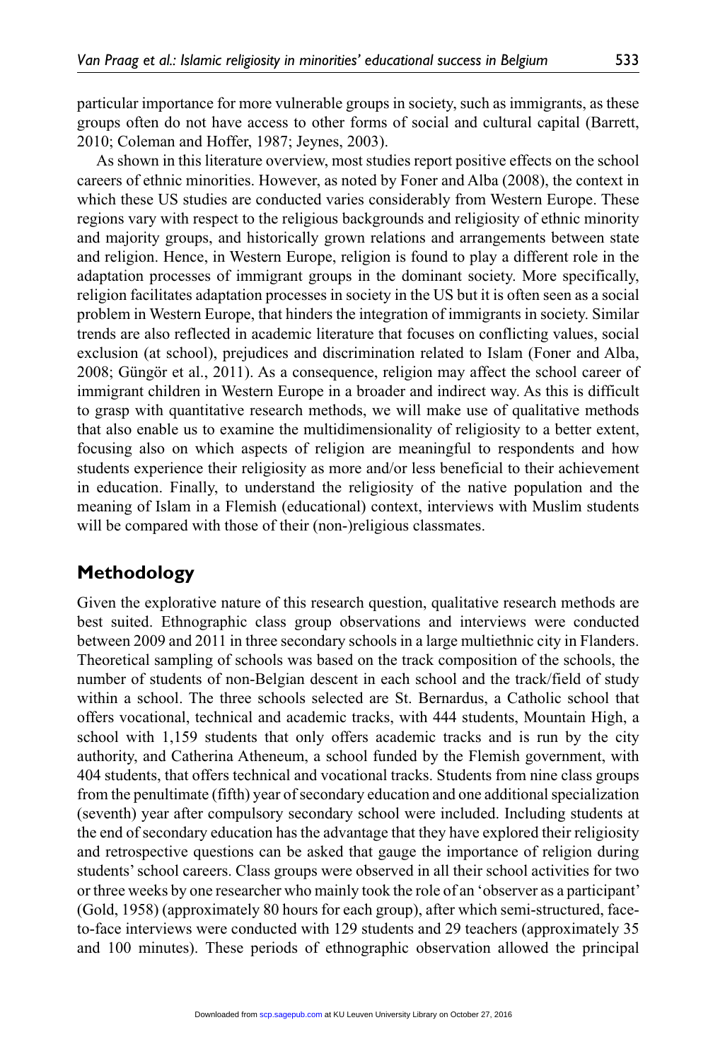particular importance for more vulnerable groups in society, such as immigrants, as these groups often do not have access to other forms of social and cultural capital (Barrett, 2010; Coleman and Hoffer, 1987; Jeynes, 2003).

As shown in this literature overview, most studies report positive effects on the school careers of ethnic minorities. However, as noted by Foner and Alba (2008), the context in which these US studies are conducted varies considerably from Western Europe. These regions vary with respect to the religious backgrounds and religiosity of ethnic minority and majority groups, and historically grown relations and arrangements between state and religion. Hence, in Western Europe, religion is found to play a different role in the adaptation processes of immigrant groups in the dominant society. More specifically, religion facilitates adaptation processes in society in the US but it is often seen as a social problem in Western Europe, that hinders the integration of immigrants in society. Similar trends are also reflected in academic literature that focuses on conflicting values, social exclusion (at school), prejudices and discrimination related to Islam (Foner and Alba, 2008; Güngör et al., 2011). As a consequence, religion may affect the school career of immigrant children in Western Europe in a broader and indirect way. As this is difficult to grasp with quantitative research methods, we will make use of qualitative methods that also enable us to examine the multidimensionality of religiosity to a better extent, focusing also on which aspects of religion are meaningful to respondents and how students experience their religiosity as more and/or less beneficial to their achievement in education. Finally, to understand the religiosity of the native population and the meaning of Islam in a Flemish (educational) context, interviews with Muslim students will be compared with those of their (non-)religious classmates.

## Methodology

Given the explorative nature of this research question, qualitative research methods are best suited. Ethnographic class group observations and interviews were conducted between 2009 and 2011 in three secondary schools in a large multiethnic city in Flanders. Theoretical sampling of schools was based on the track composition of the schools, the number of students of non-Belgian descent in each school and the track/field of study within a school. The three schools selected are St. Bernardus, a Catholic school that offers vocational, technical and academic tracks, with 444 students, Mountain High, a school with 1,159 students that only offers academic tracks and is run by the city authority, and Catherina Atheneum, a school funded by the Flemish government, with 404 students, that offers technical and vocational tracks. Students from nine class groups from the penultimate (fifth) year of secondary education and one additional specialization (seventh) year after compulsory secondary school were included. Including students at the end of secondary education has the advantage that they have explored their religiosity and retrospective questions can be asked that gauge the importance of religion during students' school careers. Class groups were observed in all their school activities for two or three weeks by one researcher who mainly took the role of an 'observer as a participant' (Gold, 1958) (approximately 80 hours for each group), after which semi-structured, face-to-face interviews were conducted with 129 students and 29 teachers (approximately 35 and 100 minutes). These periods of ethnographic observation allowed the principal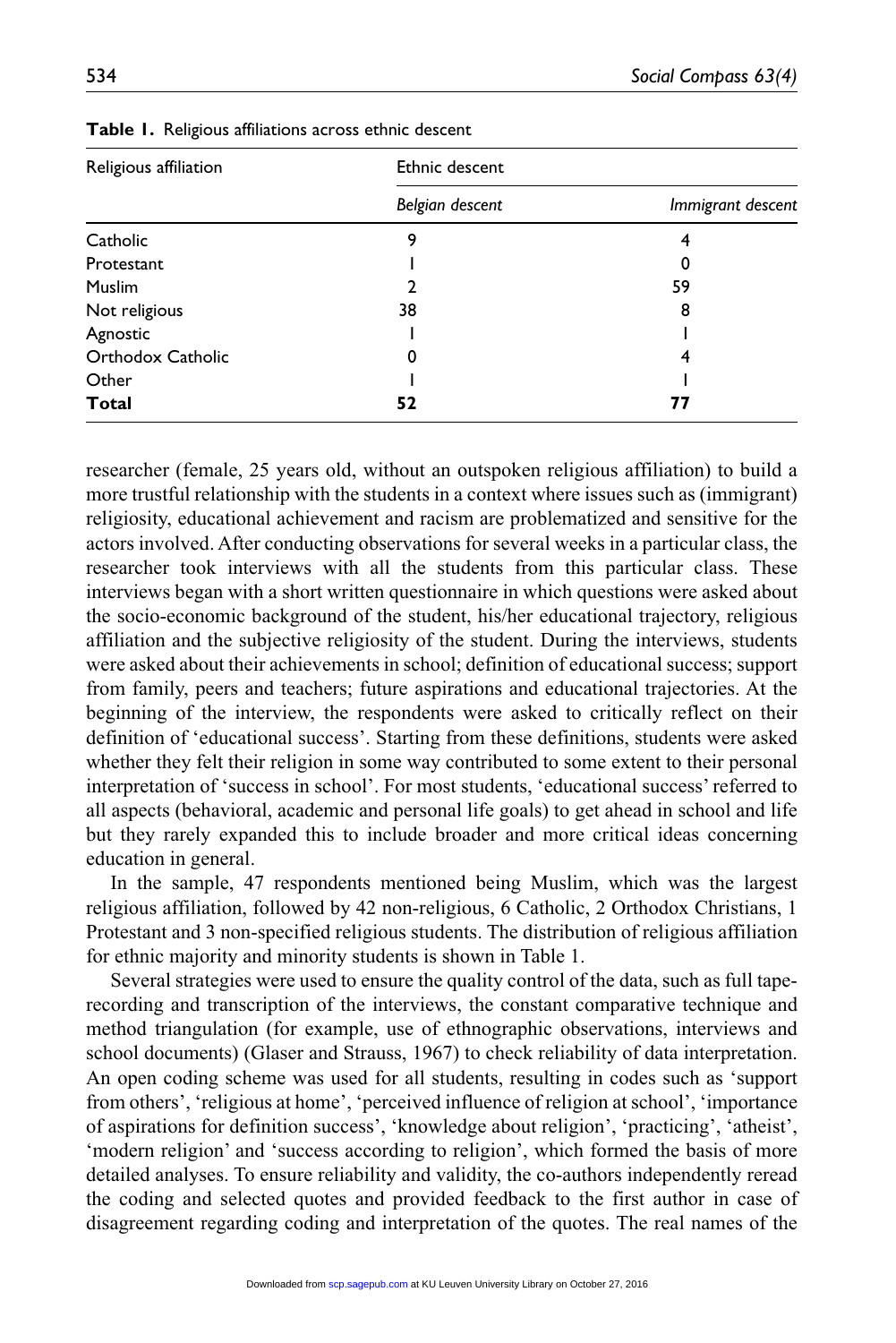**Table 1.** Religious affiliations across ethnic descent

| Religious affiliation | Ethnic descent | |
|---|---|---|
| | *Belgian descent* | *Immigrant descent* |
| Catholic | 9 | 4 |
| Protestant | 1 | 0 |
| Muslim | 2 | 59 |
| Not religious | 38 | 8 |
| Agnostic | 1 | 1 |
| Orthodox Catholic | 0 | 4 |
| Other | 1 | 1 |
| **Total** | **52** | **77** |

researcher (female, 25 years old, without an outspoken religious affiliation) to build a more trustful relationship with the students in a context where issues such as (immigrant) religiosity, educational achievement and racism are problematized and sensitive for the actors involved. After conducting observations for several weeks in a particular class, the researcher took interviews with all the students from this particular class. These interviews began with a short written questionnaire in which questions were asked about the socio-economic background of the student, his/her educational trajectory, religious affiliation and the subjective religiosity of the student. During the interviews, students were asked about their achievements in school; definition of educational success; support from family, peers and teachers; future aspirations and educational trajectories. At the beginning of the interview, the respondents were asked to critically reflect on their definition of 'educational success'. Starting from these definitions, students were asked whether they felt their religion in some way contributed to some extent to their personal interpretation of 'success in school'. For most students, 'educational success' referred to all aspects (behavioral, academic and personal life goals) to get ahead in school and life but they rarely expanded this to include broader and more critical ideas concerning education in general.

In the sample, 47 respondents mentioned being Muslim, which was the largest religious affiliation, followed by 42 non-religious, 6 Catholic, 2 Orthodox Christians, 1 Protestant and 3 non-specified religious students. The distribution of religious affiliation for ethnic majority and minority students is shown in Table 1.

Several strategies were used to ensure the quality control of the data, such as full tape-recording and transcription of the interviews, the constant comparative technique and method triangulation (for example, use of ethnographic observations, interviews and school documents) (Glaser and Strauss, 1967) to check reliability of data interpretation. An open coding scheme was used for all students, resulting in codes such as 'support from others', 'religious at home', 'perceived influence of religion at school', 'importance of aspirations for definition success', 'knowledge about religion', 'practicing', 'atheist', 'modern religion' and 'success according to religion', which formed the basis of more detailed analyses. To ensure reliability and validity, the co-authors independently reread the coding and selected quotes and provided feedback to the first author in case of disagreement regarding coding and interpretation of the quotes. The real names of the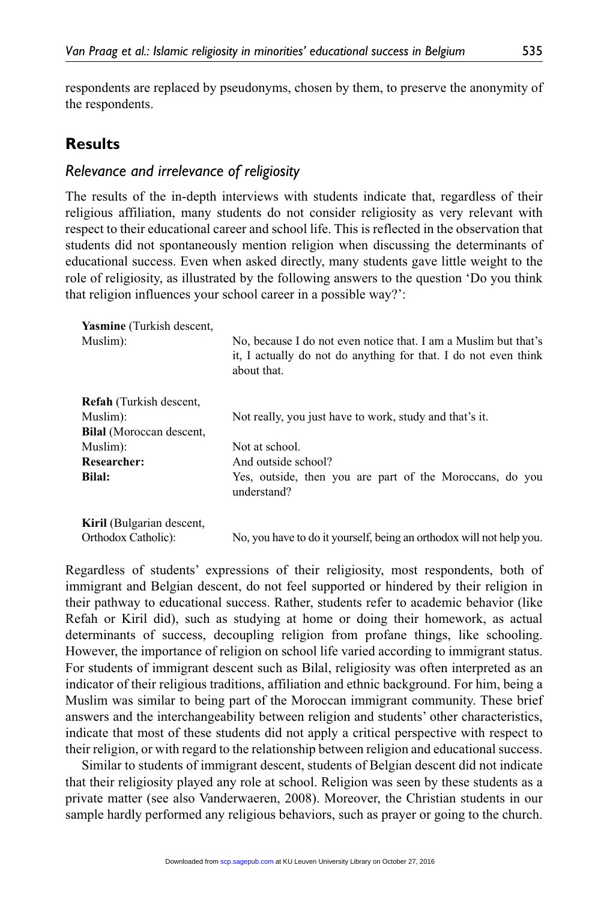respondents are replaced by pseudonyms, chosen by them, to preserve the anonymity of the respondents.

## Results

### *Relevance and irrelevance of religiosity*

The results of the in-depth interviews with students indicate that, regardless of their religious affiliation, many students do not consider religiosity as very relevant with respect to their educational career and school life. This is reflected in the observation that students did not spontaneously mention religion when discussing the determinants of educational success. Even when asked directly, many students gave little weight to the role of religiosity, as illustrated by the following answers to the question 'Do you think that religion influences your school career in a possible way?':

**Yasmine** (Turkish descent, Muslim): No, because I do not even notice that. I am a Muslim but that's it, I actually do not do anything for that. I do not even think about that.

**Refah** (Turkish descent, Muslim): Not really, you just have to work, study and that's it.

**Bilal** (Moroccan descent, Muslim): Not at school.

**Researcher:** And outside school?

**Bilal:** Yes, outside, then you are part of the Moroccans, do you understand?

**Kiril** (Bulgarian descent, Orthodox Catholic): No, you have to do it yourself, being an orthodox will not help you.

Regardless of students' expressions of their religiosity, most respondents, both of immigrant and Belgian descent, do not feel supported or hindered by their religion in their pathway to educational success. Rather, students refer to academic behavior (like Refah or Kiril did), such as studying at home or doing their homework, as actual determinants of success, decoupling religion from profane things, like schooling. However, the importance of religion on school life varied according to immigrant status. For students of immigrant descent such as Bilal, religiosity was often interpreted as an indicator of their religious traditions, affiliation and ethnic background. For him, being a Muslim was similar to being part of the Moroccan immigrant community. These brief answers and the interchangeability between religion and students' other characteristics, indicate that most of these students did not apply a critical perspective with respect to their religion, or with regard to the relationship between religion and educational success.

Similar to students of immigrant descent, students of Belgian descent did not indicate that their religiosity played any role at school. Religion was seen by these students as a private matter (see also Vanderwaeren, 2008). Moreover, the Christian students in our sample hardly performed any religious behaviors, such as prayer or going to the church.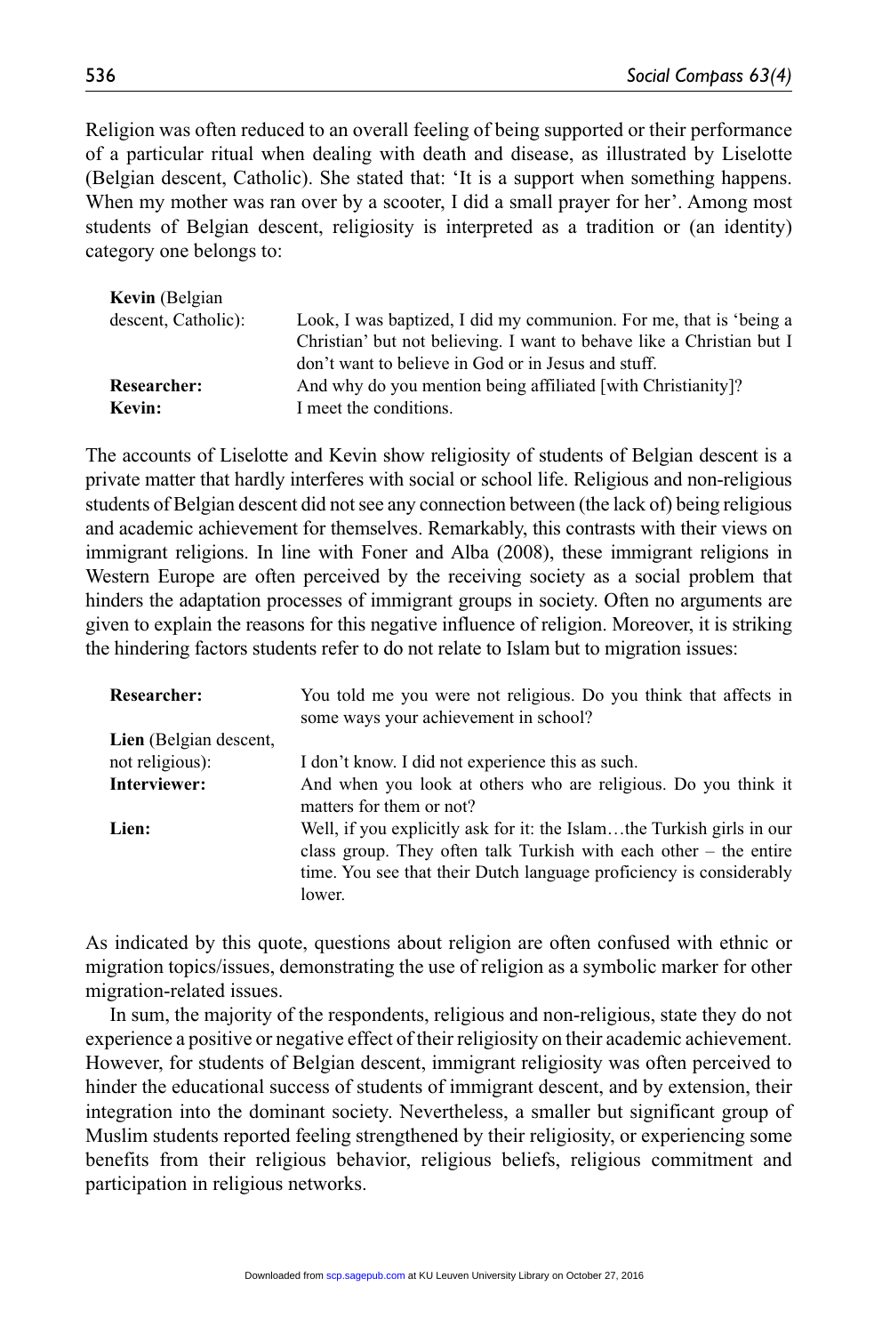Religion was often reduced to an overall feeling of being supported or their performance of a particular ritual when dealing with death and disease, as illustrated by Liselotte (Belgian descent, Catholic). She stated that: 'It is a support when something happens. When my mother was ran over by a scooter, I did a small prayer for her'. Among most students of Belgian descent, religiosity is interpreted as a tradition or (an identity) category one belongs to:

> **Kevin** (Belgian descent, Catholic): Look, I was baptized, I did my communion. For me, that is 'being a Christian' but not believing. I want to behave like a Christian but I don't want to believe in God or in Jesus and stuff.
>
> **Researcher:** And why do you mention being affiliated [with Christianity]?
>
> **Kevin:** I meet the conditions.

The accounts of Liselotte and Kevin show religiosity of students of Belgian descent is a private matter that hardly interferes with social or school life. Religious and non-religious students of Belgian descent did not see any connection between (the lack of) being religious and academic achievement for themselves. Remarkably, this contrasts with their views on immigrant religions. In line with Foner and Alba (2008), these immigrant religions in Western Europe are often perceived by the receiving society as a social problem that hinders the adaptation processes of immigrant groups in society. Often no arguments are given to explain the reasons for this negative influence of religion. Moreover, it is striking the hindering factors students refer to do not relate to Islam but to migration issues:

> **Researcher:** You told me you were not religious. Do you think that affects in some ways your achievement in school?
>
> **Lien** (Belgian descent, not religious): I don't know. I did not experience this as such.
>
> **Interviewer:** And when you look at others who are religious. Do you think it matters for them or not?
>
> **Lien:** Well, if you explicitly ask for it: the Islam…the Turkish girls in our class group. They often talk Turkish with each other – the entire time. You see that their Dutch language proficiency is considerably lower.

As indicated by this quote, questions about religion are often confused with ethnic or migration topics/issues, demonstrating the use of religion as a symbolic marker for other migration-related issues.

In sum, the majority of the respondents, religious and non-religious, state they do not experience a positive or negative effect of their religiosity on their academic achievement. However, for students of Belgian descent, immigrant religiosity was often perceived to hinder the educational success of students of immigrant descent, and by extension, their integration into the dominant society. Nevertheless, a smaller but significant group of Muslim students reported feeling strengthened by their religiosity, or experiencing some benefits from their religious behavior, religious beliefs, religious commitment and participation in religious networks.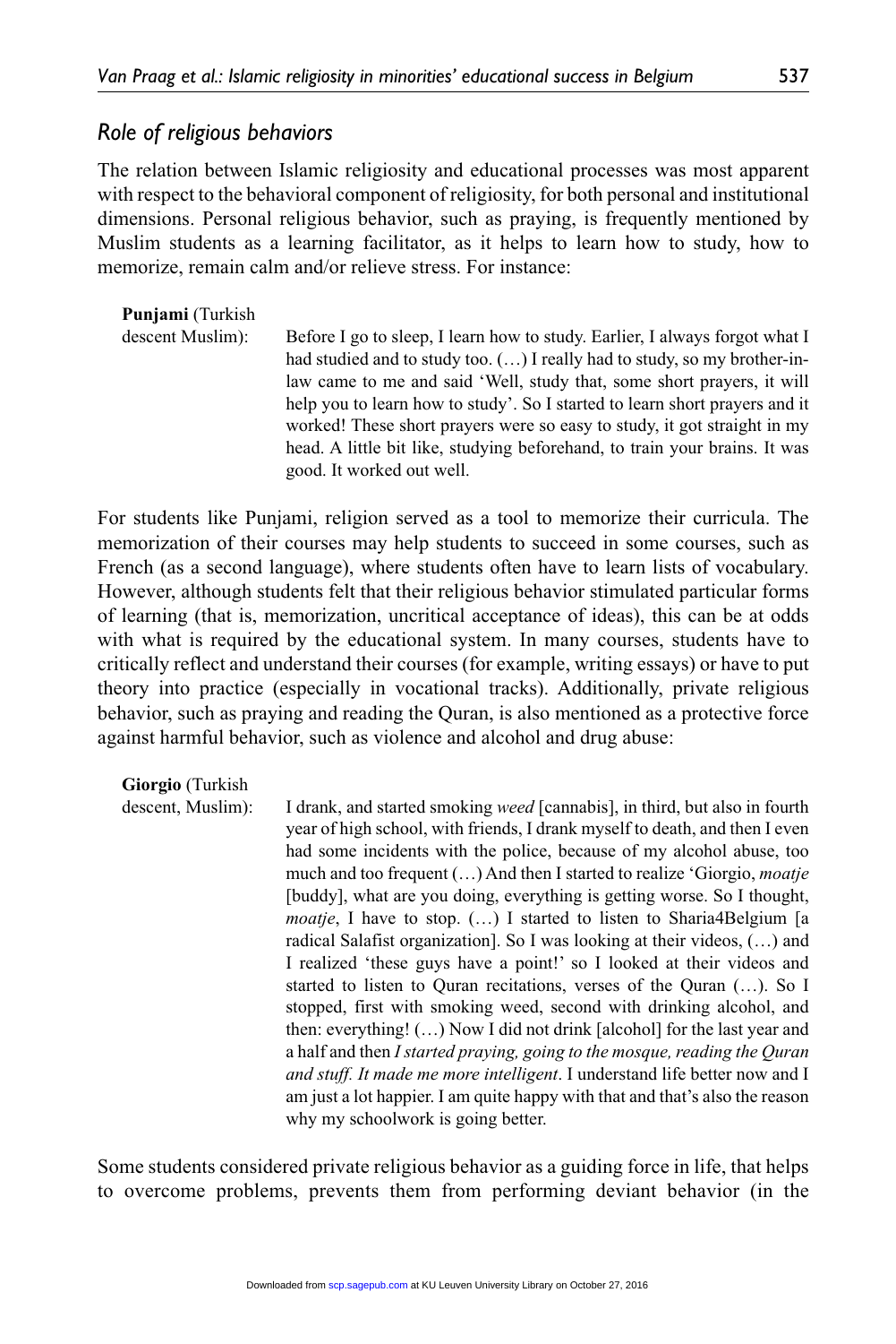### *Role of religious behaviors*

The relation between Islamic religiosity and educational processes was most apparent with respect to the behavioral component of religiosity, for both personal and institutional dimensions. Personal religious behavior, such as praying, is frequently mentioned by Muslim students as a learning facilitator, as it helps to learn how to study, how to memorize, remain calm and/or relieve stress. For instance:

**Punjami** (Turkish descent Muslim): Before I go to sleep, I learn how to study. Earlier, I always forgot what I had studied and to study too. (…) I really had to study, so my brother-in-law came to me and said 'Well, study that, some short prayers, it will help you to learn how to study'. So I started to learn short prayers and it worked! These short prayers were so easy to study, it got straight in my head. A little bit like, studying beforehand, to train your brains. It was good. It worked out well.

For students like Punjami, religion served as a tool to memorize their curricula. The memorization of their courses may help students to succeed in some courses, such as French (as a second language), where students often have to learn lists of vocabulary. However, although students felt that their religious behavior stimulated particular forms of learning (that is, memorization, uncritical acceptance of ideas), this can be at odds with what is required by the educational system. In many courses, students have to critically reflect and understand their courses (for example, writing essays) or have to put theory into practice (especially in vocational tracks). Additionally, private religious behavior, such as praying and reading the Quran, is also mentioned as a protective force against harmful behavior, such as violence and alcohol and drug abuse:

**Giorgio** (Turkish descent, Muslim): I drank, and started smoking *weed* [cannabis], in third, but also in fourth year of high school, with friends, I drank myself to death, and then I even had some incidents with the police, because of my alcohol abuse, too much and too frequent (…) And then I started to realize 'Giorgio, *moatje* [buddy], what are you doing, everything is getting worse. So I thought, *moatje*, I have to stop. (…) I started to listen to Sharia4Belgium [a radical Salafist organization]. So I was looking at their videos, (…) and I realized 'these guys have a point!' so I looked at their videos and started to listen to Quran recitations, verses of the Quran (…). So I stopped, first with smoking weed, second with drinking alcohol, and then: everything! (…) Now I did not drink [alcohol] for the last year and a half and then *I started praying, going to the mosque, reading the Quran and stuff. It made me more intelligent*. I understand life better now and I am just a lot happier. I am quite happy with that and that's also the reason why my schoolwork is going better.

Some students considered private religious behavior as a guiding force in life, that helps to overcome problems, prevents them from performing deviant behavior (in the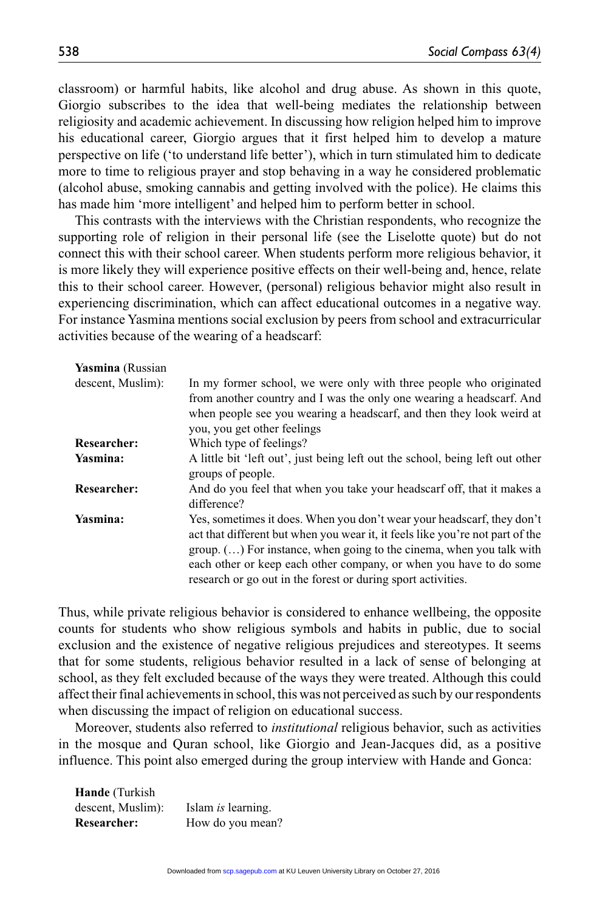classroom) or harmful habits, like alcohol and drug abuse. As shown in this quote, Giorgio subscribes to the idea that well-being mediates the relationship between religiosity and academic achievement. In discussing how religion helped him to improve his educational career, Giorgio argues that it first helped him to develop a mature perspective on life ('to understand life better'), which in turn stimulated him to dedicate more to time to religious prayer and stop behaving in a way he considered problematic (alcohol abuse, smoking cannabis and getting involved with the police). He claims this has made him 'more intelligent' and helped him to perform better in school.

This contrasts with the interviews with the Christian respondents, who recognize the supporting role of religion in their personal life (see the Liselotte quote) but do not connect this with their school career. When students perform more religious behavior, it is more likely they will experience positive effects on their well-being and, hence, relate this to their school career. However, (personal) religious behavior might also result in experiencing discrimination, which can affect educational outcomes in a negative way. For instance Yasmina mentions social exclusion by peers from school and extracurricular activities because of the wearing of a headscarf:

**Yasmina** (Russian descent, Muslim): In my former school, we were only with three people who originated from another country and I was the only one wearing a headscarf. And when people see you wearing a headscarf, and then they look weird at you, you get other feelings

**Researcher:** Which type of feelings?

**Yasmina:** A little bit 'left out', just being left out the school, being left out other groups of people.

**Researcher:** And do you feel that when you take your headscarf off, that it makes a difference?

**Yasmina:** Yes, sometimes it does. When you don't wear your headscarf, they don't act that different but when you wear it, it feels like you're not part of the group. (…) For instance, when going to the cinema, when you talk with each other or keep each other company, or when you have to do some research or go out in the forest or during sport activities.

Thus, while private religious behavior is considered to enhance wellbeing, the opposite counts for students who show religious symbols and habits in public, due to social exclusion and the existence of negative religious prejudices and stereotypes. It seems that for some students, religious behavior resulted in a lack of sense of belonging at school, as they felt excluded because of the ways they were treated. Although this could affect their final achievements in school, this was not perceived as such by our respondents when discussing the impact of religion on educational success.

Moreover, students also referred to *institutional* religious behavior, such as activities in the mosque and Quran school, like Giorgio and Jean-Jacques did, as a positive influence. This point also emerged during the group interview with Hande and Gonca:

**Hande** (Turkish descent, Muslim): Islam *is* learning.

**Researcher:** How do you mean?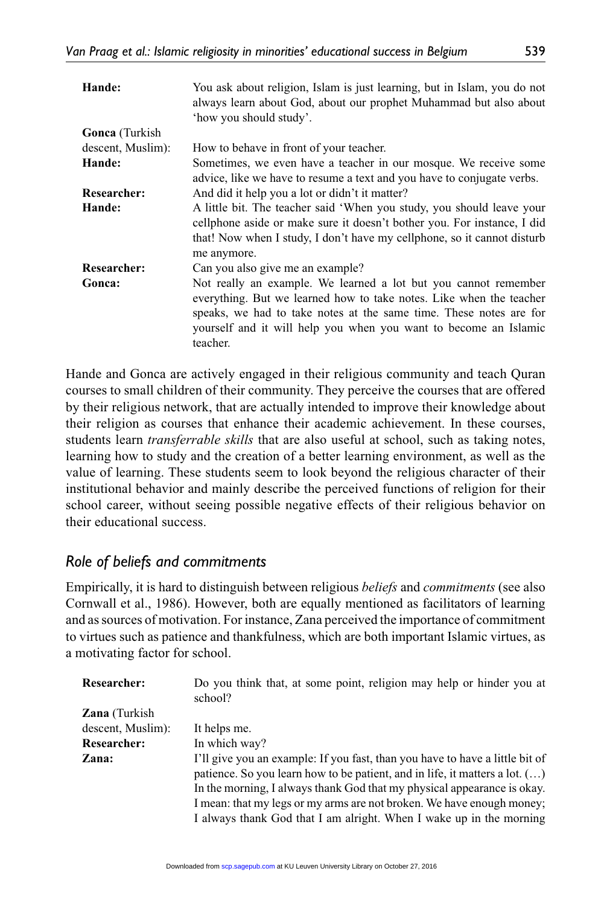| | |
|---|---|
| **Hande:** | You ask about religion, Islam is just learning, but in Islam, you do not always learn about God, about our prophet Muhammad but also about 'how you should study'. |
| **Gonca** (Turkish descent, Muslim): | How to behave in front of your teacher. |
| **Hande:** | Sometimes, we even have a teacher in our mosque. We receive some advice, like we have to resume a text and you have to conjugate verbs. |
| **Researcher:** | And did it help you a lot or didn't it matter? |
| **Hande:** | A little bit. The teacher said 'When you study, you should leave your cellphone aside or make sure it doesn't bother you. For instance, I did that! Now when I study, I don't have my cellphone, so it cannot disturb me anymore. |
| **Researcher:** | Can you also give me an example? |
| **Gonca:** | Not really an example. We learned a lot but you cannot remember everything. But we learned how to take notes. Like when the teacher speaks, we had to take notes at the same time. These notes are for yourself and it will help you when you want to become an Islamic teacher. |

Hande and Gonca are actively engaged in their religious community and teach Quran courses to small children of their community. They perceive the courses that are offered by their religious network, that are actually intended to improve their knowledge about their religion as courses that enhance their academic achievement. In these courses, students learn *transferrable skills* that are also useful at school, such as taking notes, learning how to study and the creation of a better learning environment, as well as the value of learning. These students seem to look beyond the religious character of their institutional behavior and mainly describe the perceived functions of religion for their school career, without seeing possible negative effects of their religious behavior on their educational success.

### *Role of beliefs and commitments*

Empirically, it is hard to distinguish between religious *beliefs* and *commitments* (see also Cornwall et al., 1986). However, both are equally mentioned as facilitators of learning and as sources of motivation. For instance, Zana perceived the importance of commitment to virtues such as patience and thankfulness, which are both important Islamic virtues, as a motivating factor for school.

| | |
|---|---|
| **Researcher:** | Do you think that, at some point, religion may help or hinder you at school? |
| **Zana** (Turkish descent, Muslim): | It helps me. |
| **Researcher:** | In which way? |
| **Zana:** | I'll give you an example: If you fast, than you have to have a little bit of patience. So you learn how to be patient, and in life, it matters a lot. (…) In the morning, I always thank God that my physical appearance is okay. I mean: that my legs or my arms are not broken. We have enough money; I always thank God that I am alright. When I wake up in the morning |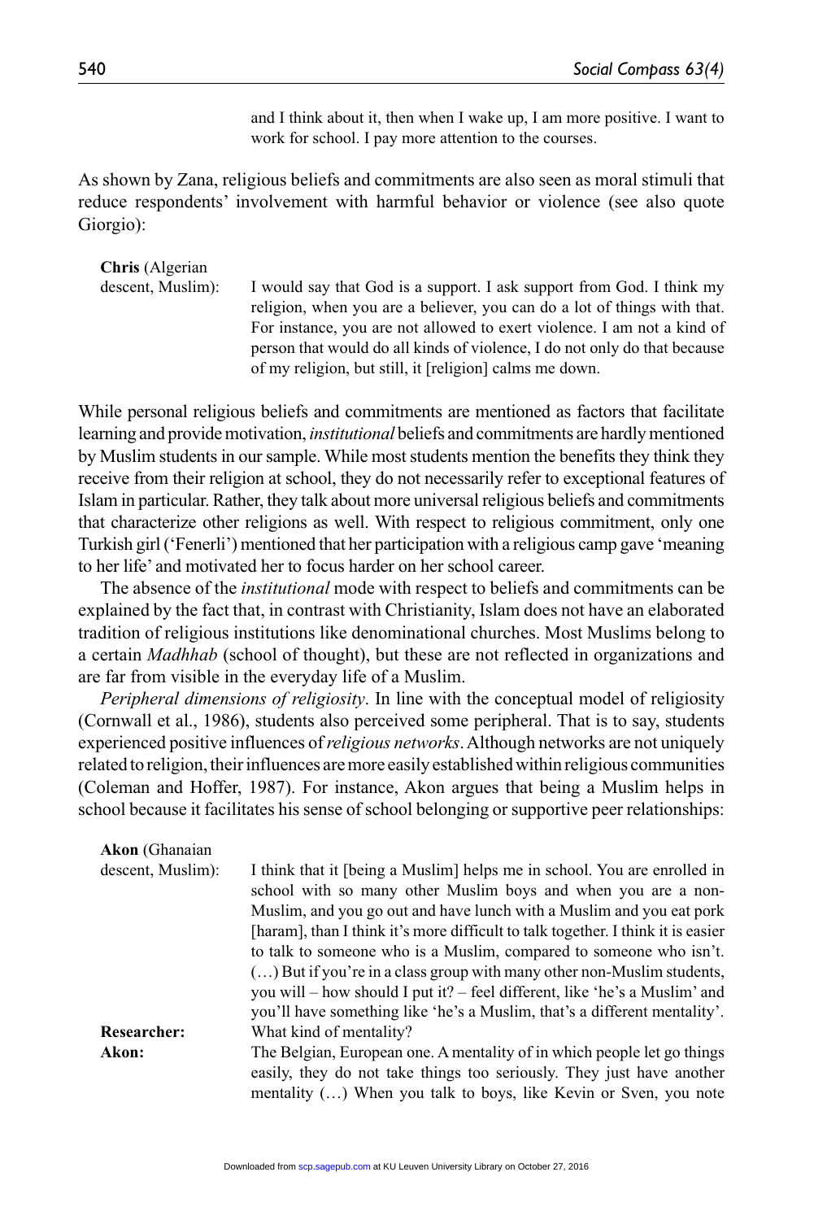and I think about it, then when I wake up, I am more positive. I want to work for school. I pay more attention to the courses.

As shown by Zana, religious beliefs and commitments are also seen as moral stimuli that reduce respondents' involvement with harmful behavior or violence (see also quote Giorgio):

**Chris** (Algerian descent, Muslim): I would say that God is a support. I ask support from God. I think my religion, when you are a believer, you can do a lot of things with that. For instance, you are not allowed to exert violence. I am not a kind of person that would do all kinds of violence, I do not only do that because of my religion, but still, it [religion] calms me down.

While personal religious beliefs and commitments are mentioned as factors that facilitate learning and provide motivation, *institutional* beliefs and commitments are hardly mentioned by Muslim students in our sample. While most students mention the benefits they think they receive from their religion at school, they do not necessarily refer to exceptional features of Islam in particular. Rather, they talk about more universal religious beliefs and commitments that characterize other religions as well. With respect to religious commitment, only one Turkish girl ('Fenerli') mentioned that her participation with a religious camp gave 'meaning to her life' and motivated her to focus harder on her school career.

The absence of the *institutional* mode with respect to beliefs and commitments can be explained by the fact that, in contrast with Christianity, Islam does not have an elaborated tradition of religious institutions like denominational churches. Most Muslims belong to a certain *Madhhab* (school of thought), but these are not reflected in organizations and are far from visible in the everyday life of a Muslim.

*Peripheral dimensions of religiosity*. In line with the conceptual model of religiosity (Cornwall et al., 1986), students also perceived some peripheral. That is to say, students experienced positive influences of *religious networks*. Although networks are not uniquely related to religion, their influences are more easily established within religious communities (Coleman and Hoffer, 1987). For instance, Akon argues that being a Muslim helps in school because it facilitates his sense of school belonging or supportive peer relationships:

**Akon** (Ghanaian descent, Muslim): I think that it [being a Muslim] helps me in school. You are enrolled in school with so many other Muslim boys and when you are a non-Muslim, and you go out and have lunch with a Muslim and you eat pork [haram], than I think it's more difficult to talk together. I think it is easier to talk to someone who is a Muslim, compared to someone who isn't. (…) But if you're in a class group with many other non-Muslim students, you will – how should I put it? – feel different, like 'he's a Muslim' and you'll have something like 'he's a Muslim, that's a different mentality'.

**Researcher:** What kind of mentality?

**Akon:** The Belgian, European one. A mentality of in which people let go things easily, they do not take things too seriously. They just have another mentality (…) When you talk to boys, like Kevin or Sven, you note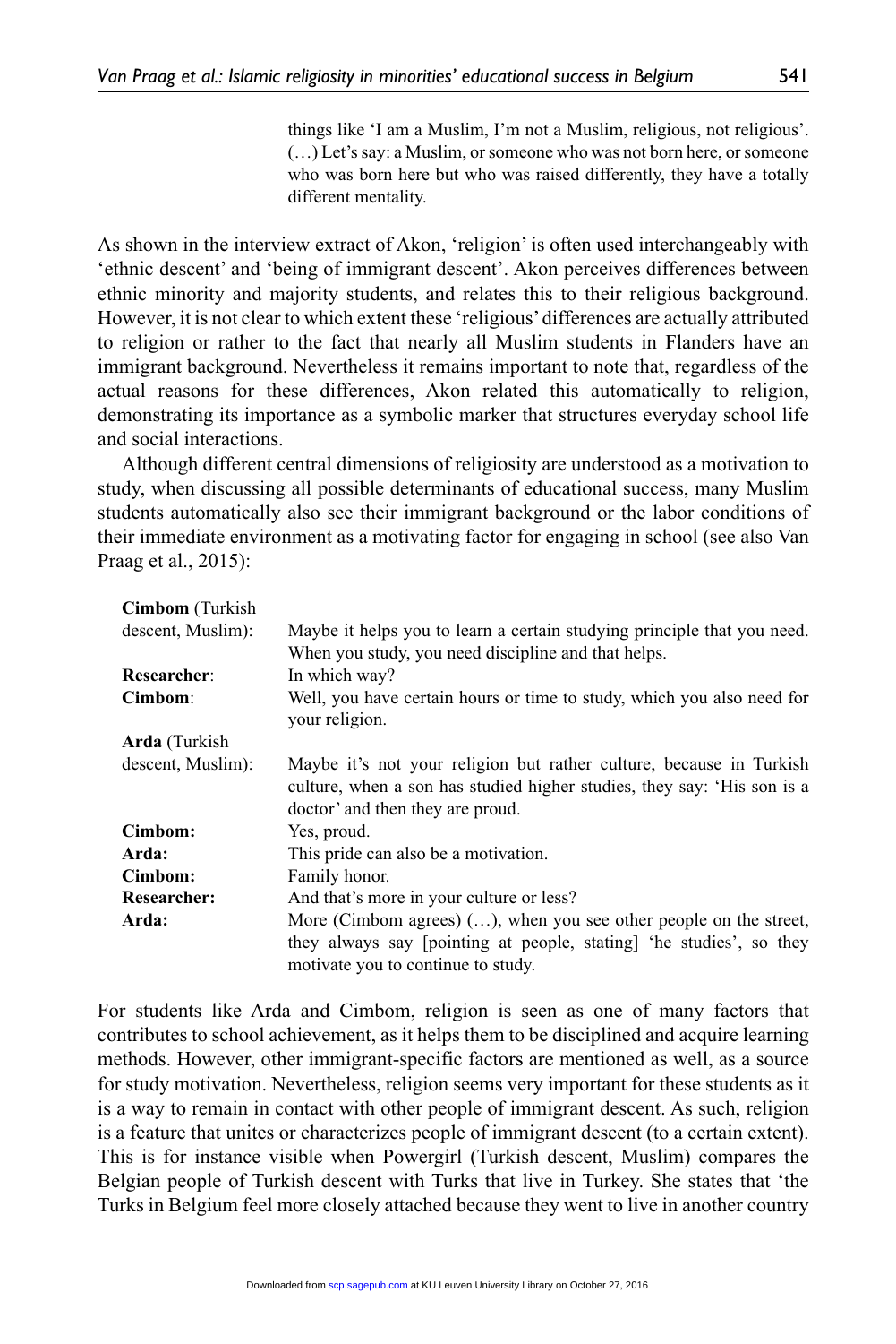things like 'I am a Muslim, I'm not a Muslim, religious, not religious'. (…) Let's say: a Muslim, or someone who was not born here, or someone who was born here but who was raised differently, they have a totally different mentality.

As shown in the interview extract of Akon, 'religion' is often used interchangeably with 'ethnic descent' and 'being of immigrant descent'. Akon perceives differences between ethnic minority and majority students, and relates this to their religious background. However, it is not clear to which extent these 'religious' differences are actually attributed to religion or rather to the fact that nearly all Muslim students in Flanders have an immigrant background. Nevertheless it remains important to note that, regardless of the actual reasons for these differences, Akon related this automatically to religion, demonstrating its importance as a symbolic marker that structures everyday school life and social interactions.

Although different central dimensions of religiosity are understood as a motivation to study, when discussing all possible determinants of educational success, many Muslim students automatically also see their immigrant background or the labor conditions of their immediate environment as a motivating factor for engaging in school (see also Van Praag et al., 2015):

**Cimbom** (Turkish descent, Muslim): Maybe it helps you to learn a certain studying principle that you need. When you study, you need discipline and that helps.

**Researcher**: In which way?

**Cimbom**: Well, you have certain hours or time to study, which you also need for your religion.

**Arda** (Turkish descent, Muslim): Maybe it's not your religion but rather culture, because in Turkish culture, when a son has studied higher studies, they say: 'His son is a doctor' and then they are proud.

**Cimbom:** Yes, proud.

**Arda:** This pride can also be a motivation.

**Cimbom:** Family honor.

**Researcher:** And that's more in your culture or less?

**Arda:** More (Cimbom agrees) (…), when you see other people on the street, they always say [pointing at people, stating] 'he studies', so they motivate you to continue to study.

For students like Arda and Cimbom, religion is seen as one of many factors that contributes to school achievement, as it helps them to be disciplined and acquire learning methods. However, other immigrant-specific factors are mentioned as well, as a source for study motivation. Nevertheless, religion seems very important for these students as it is a way to remain in contact with other people of immigrant descent. As such, religion is a feature that unites or characterizes people of immigrant descent (to a certain extent). This is for instance visible when Powergirl (Turkish descent, Muslim) compares the Belgian people of Turkish descent with Turks that live in Turkey. She states that 'the Turks in Belgium feel more closely attached because they went to live in another country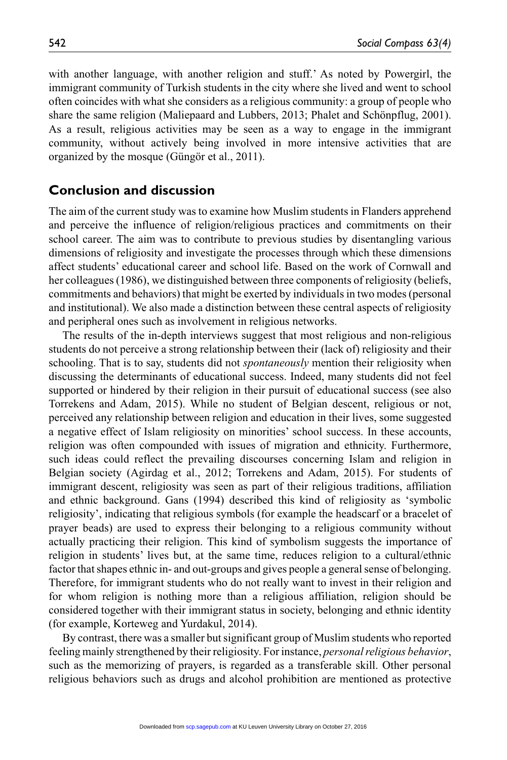with another language, with another religion and stuff.' As noted by Powergirl, the immigrant community of Turkish students in the city where she lived and went to school often coincides with what she considers as a religious community: a group of people who share the same religion (Maliepaard and Lubbers, 2013; Phalet and Schönpflug, 2001). As a result, religious activities may be seen as a way to engage in the immigrant community, without actively being involved in more intensive activities that are organized by the mosque (Güngör et al., 2011).

## Conclusion and discussion

The aim of the current study was to examine how Muslim students in Flanders apprehend and perceive the influence of religion/religious practices and commitments on their school career. The aim was to contribute to previous studies by disentangling various dimensions of religiosity and investigate the processes through which these dimensions affect students' educational career and school life. Based on the work of Cornwall and her colleagues (1986), we distinguished between three components of religiosity (beliefs, commitments and behaviors) that might be exerted by individuals in two modes (personal and institutional). We also made a distinction between these central aspects of religiosity and peripheral ones such as involvement in religious networks.

The results of the in-depth interviews suggest that most religious and non-religious students do not perceive a strong relationship between their (lack of) religiosity and their schooling. That is to say, students did not *spontaneously* mention their religiosity when discussing the determinants of educational success. Indeed, many students did not feel supported or hindered by their religion in their pursuit of educational success (see also Torrekens and Adam, 2015). While no student of Belgian descent, religious or not, perceived any relationship between religion and education in their lives, some suggested a negative effect of Islam religiosity on minorities' school success. In these accounts, religion was often compounded with issues of migration and ethnicity. Furthermore, such ideas could reflect the prevailing discourses concerning Islam and religion in Belgian society (Agirdag et al., 2012; Torrekens and Adam, 2015). For students of immigrant descent, religiosity was seen as part of their religious traditions, affiliation and ethnic background. Gans (1994) described this kind of religiosity as 'symbolic religiosity', indicating that religious symbols (for example the headscarf or a bracelet of prayer beads) are used to express their belonging to a religious community without actually practicing their religion. This kind of symbolism suggests the importance of religion in students' lives but, at the same time, reduces religion to a cultural/ethnic factor that shapes ethnic in- and out-groups and gives people a general sense of belonging. Therefore, for immigrant students who do not really want to invest in their religion and for whom religion is nothing more than a religious affiliation, religion should be considered together with their immigrant status in society, belonging and ethnic identity (for example, Korteweg and Yurdakul, 2014).

By contrast, there was a smaller but significant group of Muslim students who reported feeling mainly strengthened by their religiosity. For instance, *personal religious behavior*, such as the memorizing of prayers, is regarded as a transferable skill. Other personal religious behaviors such as drugs and alcohol prohibition are mentioned as protective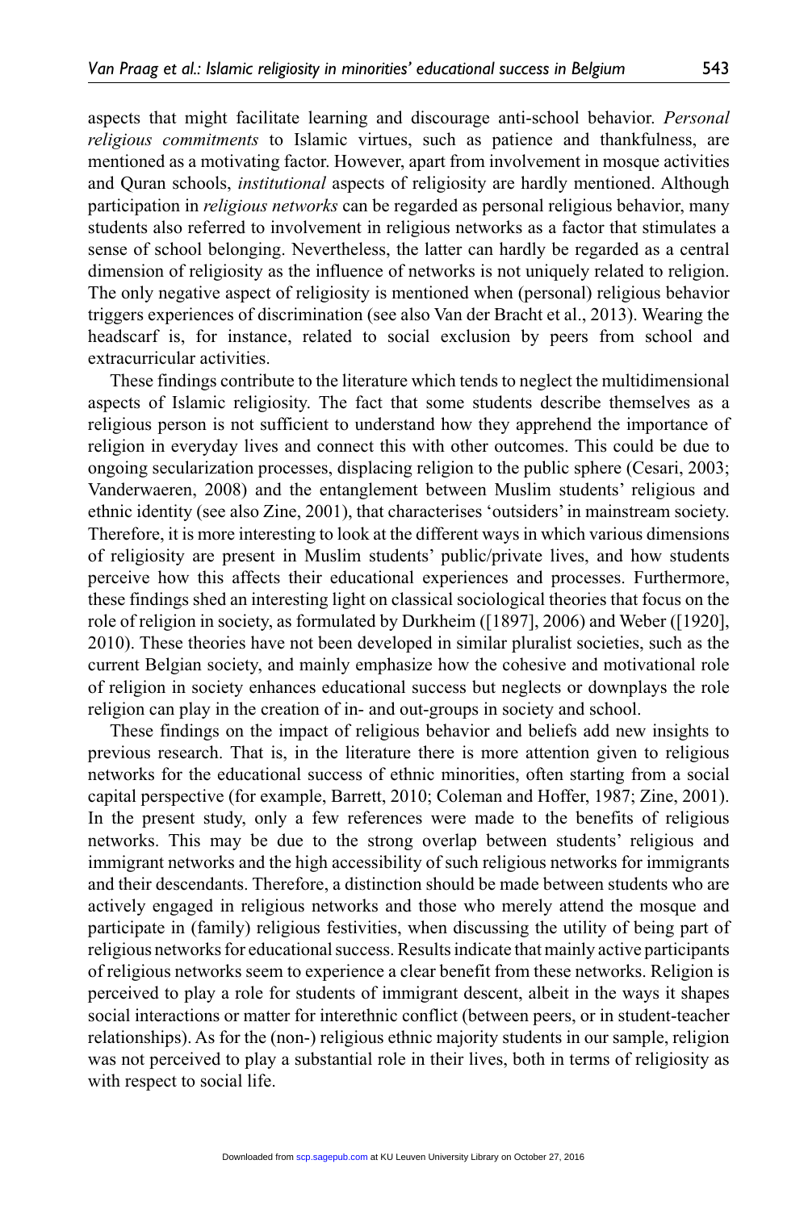aspects that might facilitate learning and discourage anti-school behavior. *Personal religious commitments* to Islamic virtues, such as patience and thankfulness, are mentioned as a motivating factor. However, apart from involvement in mosque activities and Quran schools, *institutional* aspects of religiosity are hardly mentioned. Although participation in *religious networks* can be regarded as personal religious behavior, many students also referred to involvement in religious networks as a factor that stimulates a sense of school belonging. Nevertheless, the latter can hardly be regarded as a central dimension of religiosity as the influence of networks is not uniquely related to religion. The only negative aspect of religiosity is mentioned when (personal) religious behavior triggers experiences of discrimination (see also Van der Bracht et al., 2013). Wearing the headscarf is, for instance, related to social exclusion by peers from school and extracurricular activities.

These findings contribute to the literature which tends to neglect the multidimensional aspects of Islamic religiosity. The fact that some students describe themselves as a religious person is not sufficient to understand how they apprehend the importance of religion in everyday lives and connect this with other outcomes. This could be due to ongoing secularization processes, displacing religion to the public sphere (Cesari, 2003; Vanderwaeren, 2008) and the entanglement between Muslim students' religious and ethnic identity (see also Zine, 2001), that characterises 'outsiders' in mainstream society. Therefore, it is more interesting to look at the different ways in which various dimensions of religiosity are present in Muslim students' public/private lives, and how students perceive how this affects their educational experiences and processes. Furthermore, these findings shed an interesting light on classical sociological theories that focus on the role of religion in society, as formulated by Durkheim ([1897], 2006) and Weber ([1920], 2010). These theories have not been developed in similar pluralist societies, such as the current Belgian society, and mainly emphasize how the cohesive and motivational role of religion in society enhances educational success but neglects or downplays the role religion can play in the creation of in- and out-groups in society and school.

These findings on the impact of religious behavior and beliefs add new insights to previous research. That is, in the literature there is more attention given to religious networks for the educational success of ethnic minorities, often starting from a social capital perspective (for example, Barrett, 2010; Coleman and Hoffer, 1987; Zine, 2001). In the present study, only a few references were made to the benefits of religious networks. This may be due to the strong overlap between students' religious and immigrant networks and the high accessibility of such religious networks for immigrants and their descendants. Therefore, a distinction should be made between students who are actively engaged in religious networks and those who merely attend the mosque and participate in (family) religious festivities, when discussing the utility of being part of religious networks for educational success. Results indicate that mainly active participants of religious networks seem to experience a clear benefit from these networks. Religion is perceived to play a role for students of immigrant descent, albeit in the ways it shapes social interactions or matter for interethnic conflict (between peers, or in student-teacher relationships). As for the (non-) religious ethnic majority students in our sample, religion was not perceived to play a substantial role in their lives, both in terms of religiosity as with respect to social life.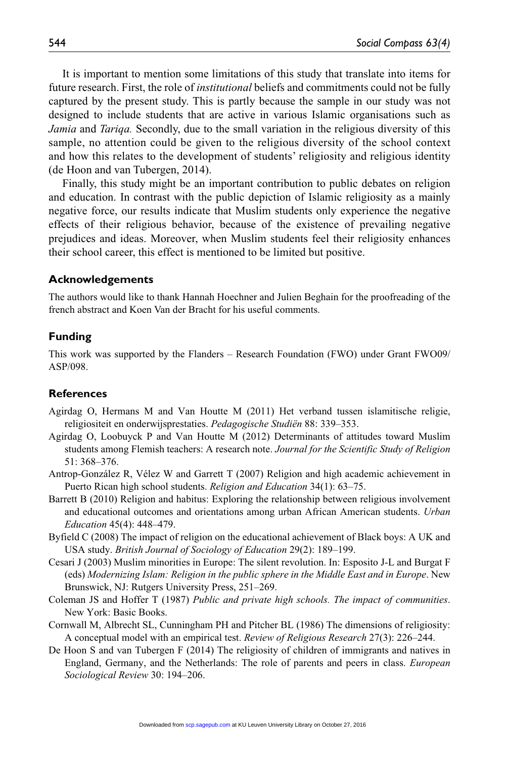It is important to mention some limitations of this study that translate into items for future research. First, the role of *institutional* beliefs and commitments could not be fully captured by the present study. This is partly because the sample in our study was not designed to include students that are active in various Islamic organisations such as *Jamia* and *Tariqa.* Secondly, due to the small variation in the religious diversity of this sample, no attention could be given to the religious diversity of the school context and how this relates to the development of students' religiosity and religious identity (de Hoon and van Tubergen, 2014).

Finally, this study might be an important contribution to public debates on religion and education. In contrast with the public depiction of Islamic religiosity as a mainly negative force, our results indicate that Muslim students only experience the negative effects of their religious behavior, because of the existence of prevailing negative prejudices and ideas. Moreover, when Muslim students feel their religiosity enhances their school career, this effect is mentioned to be limited but positive.

### Acknowledgements

The authors would like to thank Hannah Hoechner and Julien Beghain for the proofreading of the french abstract and Koen Van der Bracht for his useful comments.

### Funding

This work was supported by the Flanders – Research Foundation (FWO) under Grant FWO09/ASP/098.

### References

Agirdag O, Hermans M and Van Houtte M (2011) Het verband tussen islamitische religie, religiositeit en onderwijsprestaties. *Pedagogische Studiën* 88: 339–353.

Agirdag O, Loobuyck P and Van Houtte M (2012) Determinants of attitudes toward Muslim students among Flemish teachers: A research note. *Journal for the Scientific Study of Religion* 51: 368–376.

Antrop-González R, Vélez W and Garrett T (2007) Religion and high academic achievement in Puerto Rican high school students. *Religion and Education* 34(1): 63–75.

Barrett B (2010) Religion and habitus: Exploring the relationship between religious involvement and educational outcomes and orientations among urban African American students. *Urban Education* 45(4): 448–479.

Byfield C (2008) The impact of religion on the educational achievement of Black boys: A UK and USA study. *British Journal of Sociology of Education* 29(2): 189–199.

Cesari J (2003) Muslim minorities in Europe: The silent revolution. In: Esposito J-L and Burgat F (eds) *Modernizing Islam: Religion in the public sphere in the Middle East and in Europe*. New Brunswick, NJ: Rutgers University Press, 251–269.

Coleman JS and Hoffer T (1987) *Public and private high schools. The impact of communities*. New York: Basic Books.

Cornwall M, Albrecht SL, Cunningham PH and Pitcher BL (1986) The dimensions of religiosity: A conceptual model with an empirical test. *Review of Religious Research* 27(3): 226–244.

De Hoon S and van Tubergen F (2014) The religiosity of children of immigrants and natives in England, Germany, and the Netherlands: The role of parents and peers in class. *European Sociological Review* 30: 194–206.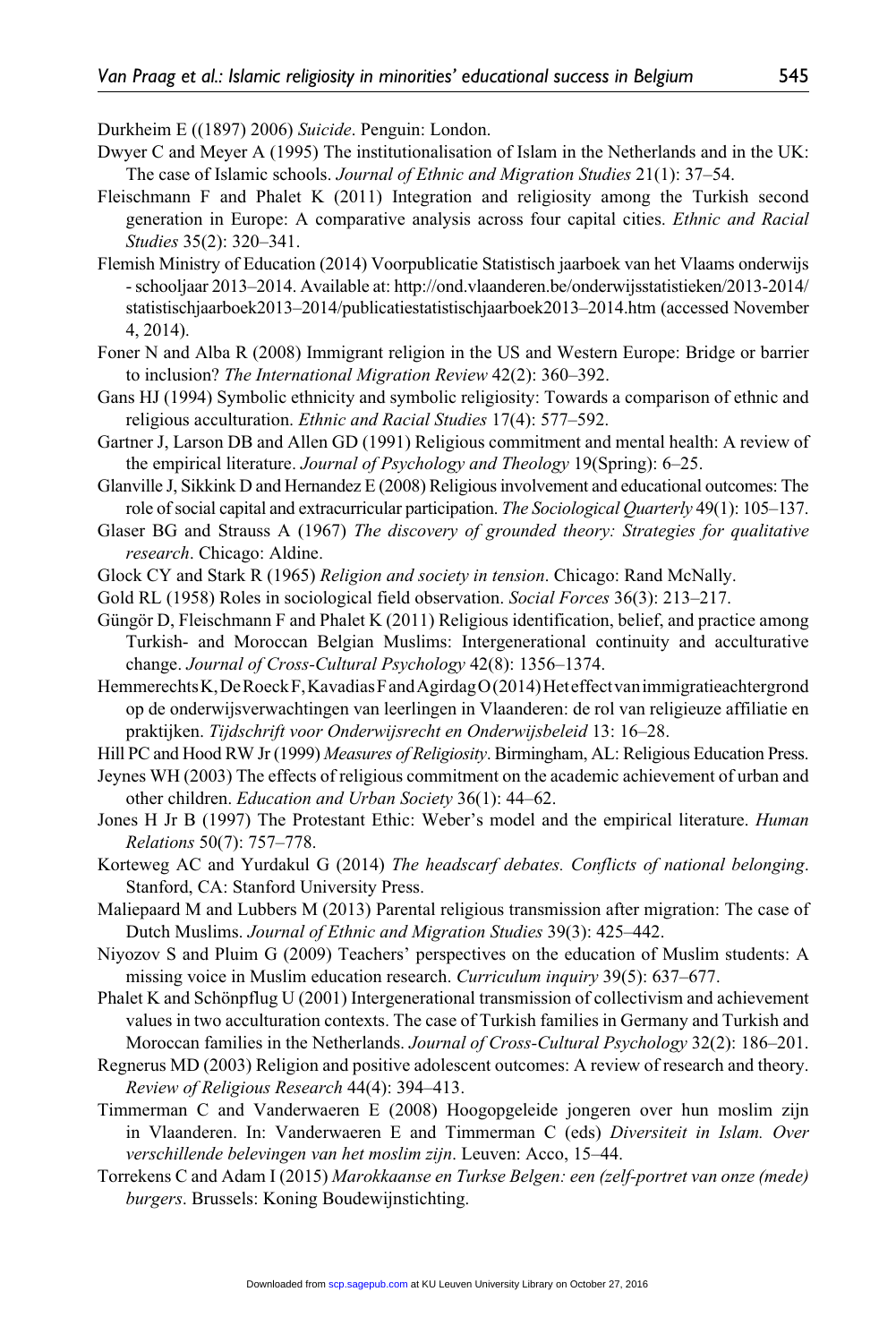Durkheim E ((1897) 2006) *Suicide*. Penguin: London.

Dwyer C and Meyer A (1995) The institutionalisation of Islam in the Netherlands and in the UK: The case of Islamic schools. *Journal of Ethnic and Migration Studies* 21(1): 37–54.

Fleischmann F and Phalet K (2011) Integration and religiosity among the Turkish second generation in Europe: A comparative analysis across four capital cities. *Ethnic and Racial Studies* 35(2): 320–341.

Flemish Ministry of Education (2014) Voorpublicatie Statistisch jaarboek van het Vlaams onderwijs - schooljaar 2013–2014. Available at: http://ond.vlaanderen.be/onderwijsstatistieken/2013-2014/statistischjaarboek2013–2014/publicatiestatistischjaarboek2013–2014.htm (accessed November 4, 2014).

Foner N and Alba R (2008) Immigrant religion in the US and Western Europe: Bridge or barrier to inclusion? *The International Migration Review* 42(2): 360–392.

Gans HJ (1994) Symbolic ethnicity and symbolic religiosity: Towards a comparison of ethnic and religious acculturation. *Ethnic and Racial Studies* 17(4): 577–592.

Gartner J, Larson DB and Allen GD (1991) Religious commitment and mental health: A review of the empirical literature. *Journal of Psychology and Theology* 19(Spring): 6–25.

Glanville J, Sikkink D and Hernandez E (2008) Religious involvement and educational outcomes: The role of social capital and extracurricular participation. *The Sociological Quarterly* 49(1): 105–137.

Glaser BG and Strauss A (1967) *The discovery of grounded theory: Strategies for qualitative research*. Chicago: Aldine.

Glock CY and Stark R (1965) *Religion and society in tension*. Chicago: Rand McNally.

Gold RL (1958) Roles in sociological field observation. *Social Forces* 36(3): 213–217.

Güngör D, Fleischmann F and Phalet K (2011) Religious identification, belief, and practice among Turkish- and Moroccan Belgian Muslims: Intergenerational continuity and acculturative change. *Journal of Cross-Cultural Psychology* 42(8): 1356–1374.

Hemmerechts K, De Roeck F, Kavadias F and Agirdag O (2014) Het effect van immigratieachtergrond op de onderwijsverwachtingen van leerlingen in Vlaanderen: de rol van religieuze affiliatie en praktijken. *Tijdschrift voor Onderwijsrecht en Onderwijsbeleid* 13: 16–28.

Hill PC and Hood RW Jr (1999) *Measures of Religiosity*. Birmingham, AL: Religious Education Press.

Jeynes WH (2003) The effects of religious commitment on the academic achievement of urban and other children. *Education and Urban Society* 36(1): 44–62.

Jones H Jr B (1997) The Protestant Ethic: Weber's model and the empirical literature. *Human Relations* 50(7): 757–778.

Korteweg AC and Yurdakul G (2014) *The headscarf debates. Conflicts of national belonging*. Stanford, CA: Stanford University Press.

Maliepaard M and Lubbers M (2013) Parental religious transmission after migration: The case of Dutch Muslims. *Journal of Ethnic and Migration Studies* 39(3): 425–442.

Niyozov S and Pluim G (2009) Teachers' perspectives on the education of Muslim students: A missing voice in Muslim education research. *Curriculum inquiry* 39(5): 637–677.

Phalet K and Schönpflug U (2001) Intergenerational transmission of collectivism and achievement values in two acculturation contexts. The case of Turkish families in Germany and Turkish and Moroccan families in the Netherlands. *Journal of Cross-Cultural Psychology* 32(2): 186–201.

Regnerus MD (2003) Religion and positive adolescent outcomes: A review of research and theory. *Review of Religious Research* 44(4): 394–413.

Timmerman C and Vanderwaeren E (2008) Hoogopgeleide jongeren over hun moslim zijn in Vlaanderen. In: Vanderwaeren E and Timmerman C (eds) *Diversiteit in Islam. Over verschillende belevingen van het moslim zijn*. Leuven: Acco, 15–44.

Torrekens C and Adam I (2015) *Marokkaanse en Turkse Belgen: een (zelf-portret van onze (mede) burgers*. Brussels: Koning Boudewijnstichting.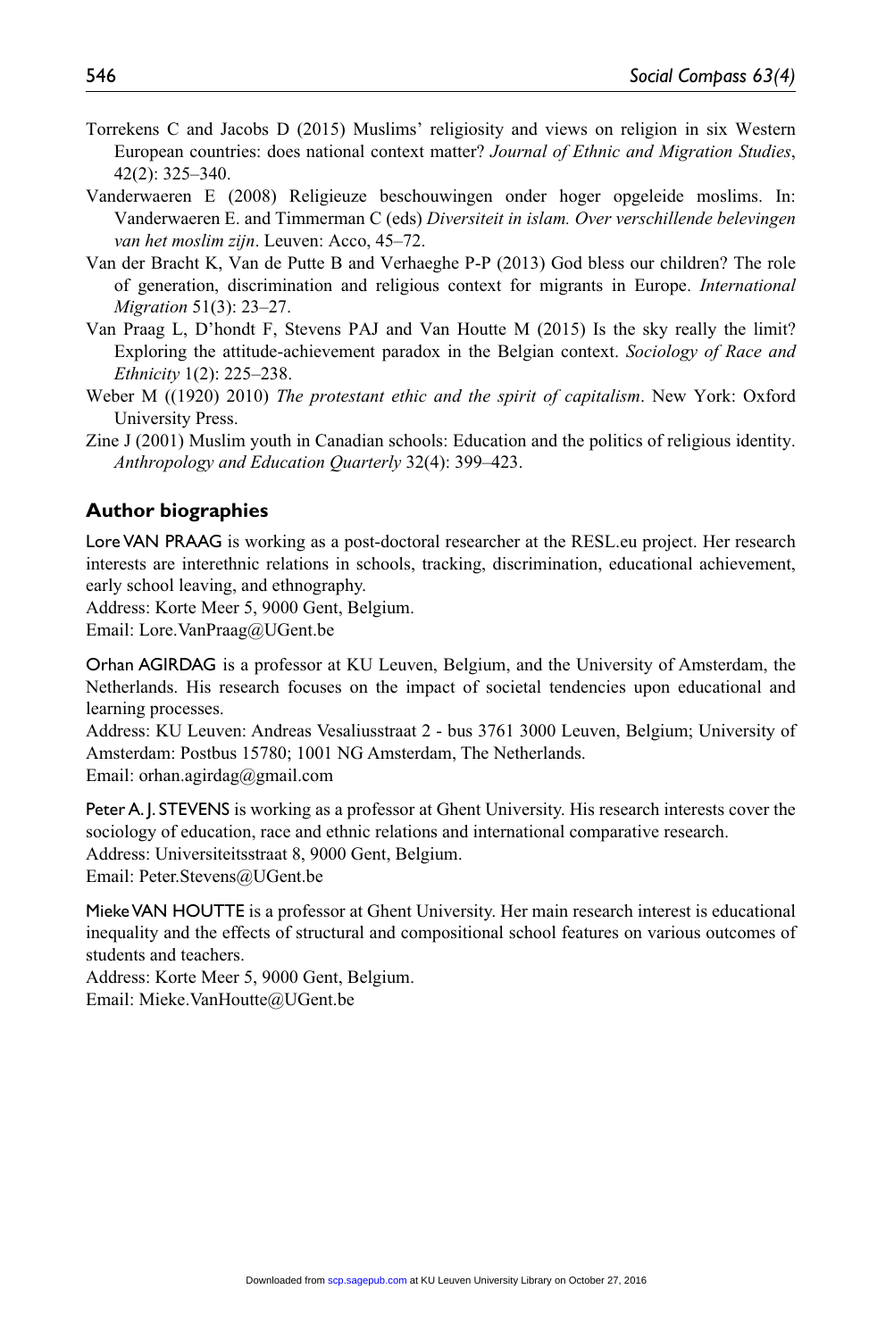Torrekens C and Jacobs D (2015) Muslims' religiosity and views on religion in six Western European countries: does national context matter? *Journal of Ethnic and Migration Studies*, 42(2): 325–340.

Vanderwaeren E (2008) Religieuze beschouwingen onder hoger opgeleide moslims. In: Vanderwaeren E. and Timmerman C (eds) *Diversiteit in islam. Over verschillende belevingen van het moslim zijn*. Leuven: Acco, 45–72.

Van der Bracht K, Van de Putte B and Verhaeghe P-P (2013) God bless our children? The role of generation, discrimination and religious context for migrants in Europe. *International Migration* 51(3): 23–27.

Van Praag L, D'hondt F, Stevens PAJ and Van Houtte M (2015) Is the sky really the limit? Exploring the attitude-achievement paradox in the Belgian context. *Sociology of Race and Ethnicity* 1(2): 225–238.

Weber M ((1920) 2010) *The protestant ethic and the spirit of capitalism*. New York: Oxford University Press.

Zine J (2001) Muslim youth in Canadian schools: Education and the politics of religious identity. *Anthropology and Education Quarterly* 32(4): 399–423.

## Author biographies

Lore VAN PRAAG is working as a post-doctoral researcher at the RESL.eu project. Her research interests are interethnic relations in schools, tracking, discrimination, educational achievement, early school leaving, and ethnography.
Address: Korte Meer 5, 9000 Gent, Belgium.
Email: Lore.VanPraag@UGent.be

Orhan AGIRDAG is a professor at KU Leuven, Belgium, and the University of Amsterdam, the Netherlands. His research focuses on the impact of societal tendencies upon educational and learning processes.
Address: KU Leuven: Andreas Vesaliusstraat 2 - bus 3761 3000 Leuven, Belgium; University of Amsterdam: Postbus 15780; 1001 NG Amsterdam, The Netherlands.
Email: orhan.agirdag@gmail.com

Peter A. J. STEVENS is working as a professor at Ghent University. His research interests cover the sociology of education, race and ethnic relations and international comparative research.
Address: Universiteitsstraat 8, 9000 Gent, Belgium.
Email: Peter.Stevens@UGent.be

Mieke VAN HOUTTE is a professor at Ghent University. Her main research interest is educational inequality and the effects of structural and compositional school features on various outcomes of students and teachers.
Address: Korte Meer 5, 9000 Gent, Belgium.
Email: Mieke.VanHoutte@UGent.be